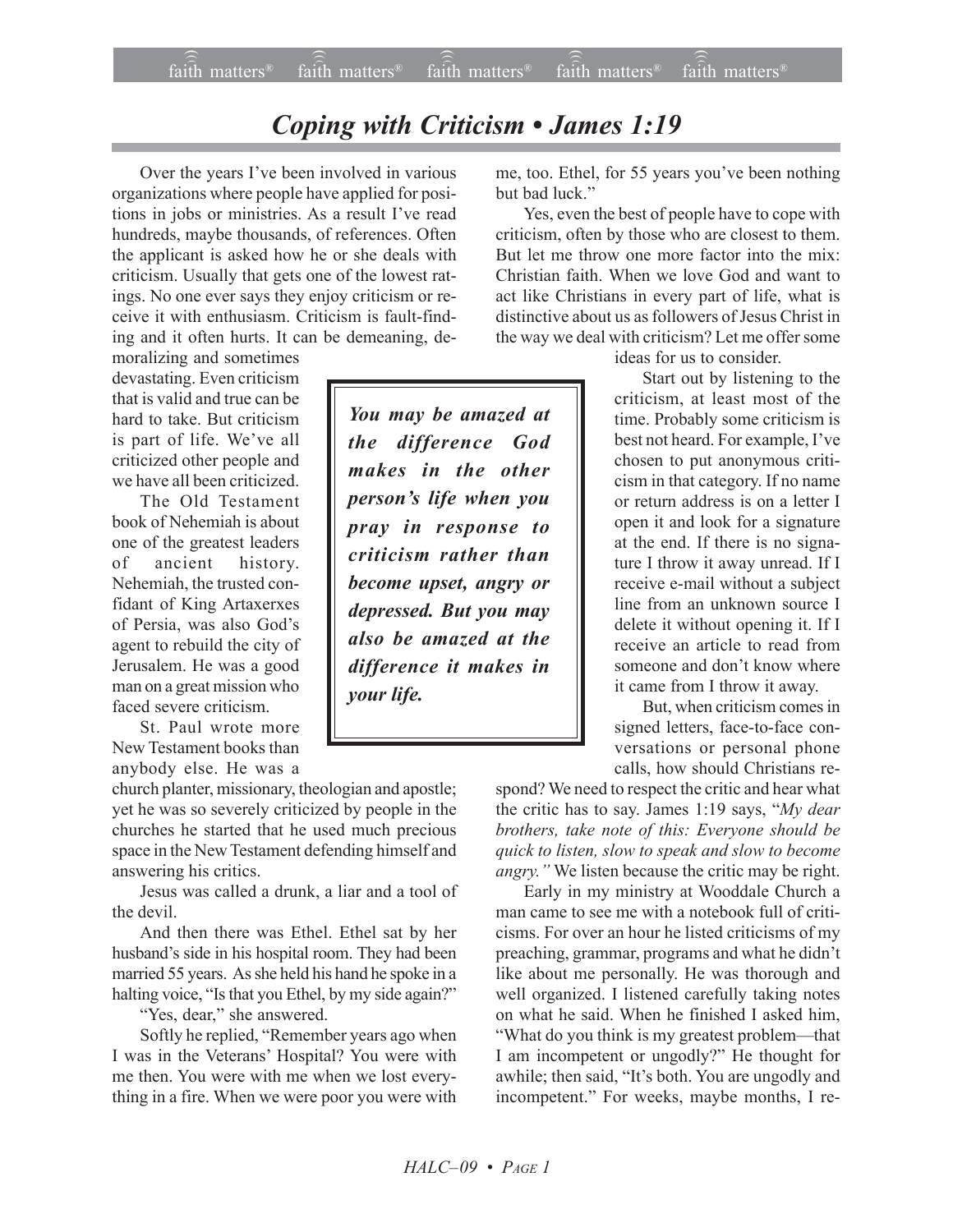# *Coping with Criticism • James 1:19*

Over the years I've been involved in various organizations where people have applied for positions in jobs or ministries. As a result I've read hundreds, maybe thousands, of references. Often the applicant is asked how he or she deals with criticism. Usually that gets one of the lowest ratings. No one ever says they enjoy criticism or receive it with enthusiasm. Criticism is fault-finding and it often hurts. It can be demeaning, demoralizing and sometimes devastating. Even criticism that is valid and true can be hard to take. But criticism is part of life. We've all criticized other people and we have all been criticized.

The Old Testament book of Nehemiah is about one of the greatest leaders of ancient history. Nehemiah, the trusted confidant of King Artaxerxes of Persia, was also God's agent to rebuild the city of Jerusalem. He was a good man on a great mission who faced severe criticism.

St. Paul wrote more New Testament books than anybody else. He was a church planter, missionary, theologian and apostle; yet he was so severely criticized by people in the churches he started that he used much precious space in the New Testament defending himself and answering his critics.

Jesus was called a drunk, a liar and a tool of the devil.

And then there was Ethel. Ethel sat by her husband's side in his hospital room. They had been married 55 years. As she held his hand he spoke in a halting voice, "Is that you Ethel, by my side again?"

"Yes, dear," she answered.

Softly he replied, "Remember years ago when I was in the Veterans' Hospital? You were with me then. You were with me when we lost everything in a fire. When we were poor you were with me, too. Ethel, for 55 years you've been nothing but bad luck."

Yes, even the best of people have to cope with criticism, often by those who are closest to them. But let me throw one more factor into the mix: Christian faith. When we love God and want to act like Christians in every part of life, what is distinctive about us as followers of Jesus Christ in the way we deal with criticism? Let me offer some ideas for us to consider.

> ***You may be amazed at the difference God makes in the other person's life when you pray in response to criticism rather than become upset, angry or depressed. But you may also be amazed at the difference it makes in your life.***

Start out by listening to the criticism, at least most of the time. Probably some criticism is best not heard. For example, I've chosen to put anonymous criticism in that category. If no name or return address is on a letter I open it and look for a signature at the end. If there is no signature I throw it away unread. If I receive e-mail without a subject line from an unknown source I delete it without opening it. If I receive an article to read from someone and don't know where it came from I throw it away.

But, when criticism comes in signed letters, face-to-face conversations or personal phone calls, how should Christians respond? We need to respect the critic and hear what the critic has to say. James 1:19 says, "*My dear brothers, take note of this: Everyone should be quick to listen, slow to speak and slow to become angry.*" We listen because the critic may be right.

Early in my ministry at Wooddale Church a man came to see me with a notebook full of criticisms. For over an hour he listed criticisms of my preaching, grammar, programs and what he didn't like about me personally. He was thorough and well organized. I listened carefully taking notes on what he said. When he finished I asked him, "What do you think is my greatest problem—that I am incompetent or ungodly?" He thought for awhile; then said, "It's both. You are ungodly and incompetent." For weeks, maybe months, I re-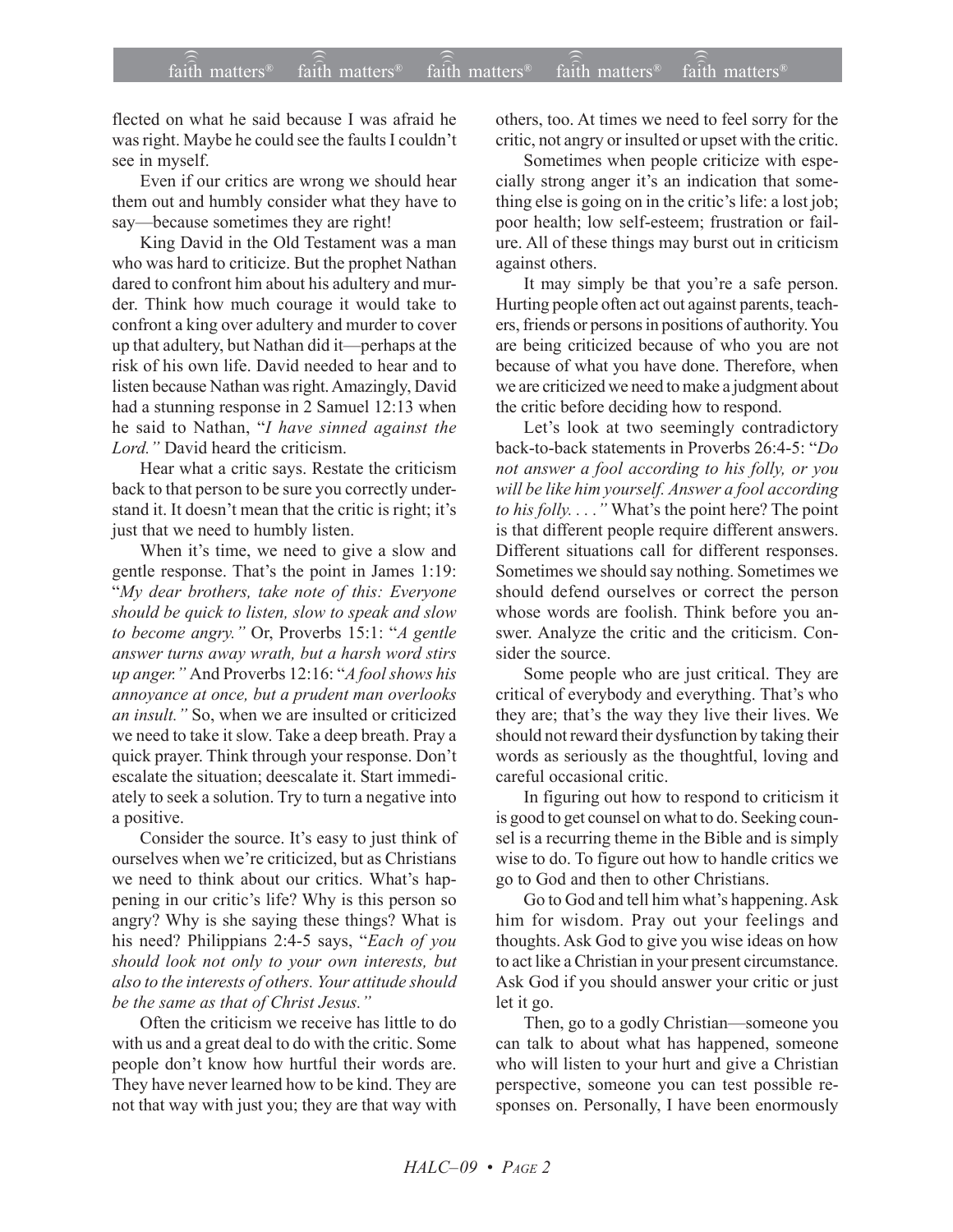flected on what he said because I was afraid he was right. Maybe he could see the faults I couldn't see in myself.

Even if our critics are wrong we should hear them out and humbly consider what they have to say—because sometimes they are right!

King David in the Old Testament was a man who was hard to criticize. But the prophet Nathan dared to confront him about his adultery and murder. Think how much courage it would take to confront a king over adultery and murder to cover up that adultery, but Nathan did it—perhaps at the risk of his own life. David needed to hear and to listen because Nathan was right. Amazingly, David had a stunning response in 2 Samuel 12:13 when he said to Nathan, "*I have sinned against the Lord.*" David heard the criticism.

Hear what a critic says. Restate the criticism back to that person to be sure you correctly understand it. It doesn't mean that the critic is right; it's just that we need to humbly listen.

When it's time, we need to give a slow and gentle response. That's the point in James 1:19: "*My dear brothers, take note of this: Everyone should be quick to listen, slow to speak and slow to become angry.*" Or, Proverbs 15:1: "*A gentle answer turns away wrath, but a harsh word stirs up anger.*" And Proverbs 12:16: "*A fool shows his annoyance at once, but a prudent man overlooks an insult.*" So, when we are insulted or criticized we need to take it slow. Take a deep breath. Pray a quick prayer. Think through your response. Don't escalate the situation; deescalate it. Start immediately to seek a solution. Try to turn a negative into a positive.

Consider the source. It's easy to just think of ourselves when we're criticized, but as Christians we need to think about our critics. What's happening in our critic's life? Why is this person so angry? Why is she saying these things? What is his need? Philippians 2:4-5 says, "*Each of you should look not only to your own interests, but also to the interests of others. Your attitude should be the same as that of Christ Jesus.*"

Often the criticism we receive has little to do with us and a great deal to do with the critic. Some people don't know how hurtful their words are. They have never learned how to be kind. They are not that way with just you; they are that way with others, too. At times we need to feel sorry for the critic, not angry or insulted or upset with the critic.

Sometimes when people criticize with especially strong anger it's an indication that something else is going on in the critic's life: a lost job; poor health; low self-esteem; frustration or failure. All of these things may burst out in criticism against others.

It may simply be that you're a safe person. Hurting people often act out against parents, teachers, friends or persons in positions of authority. You are being criticized because of who you are not because of what you have done. Therefore, when we are criticized we need to make a judgment about the critic before deciding how to respond.

Let's look at two seemingly contradictory back-to-back statements in Proverbs 26:4-5: "*Do not answer a fool according to his folly, or you will be like him yourself. Answer a fool according to his folly. . . .*" What's the point here? The point is that different people require different answers. Different situations call for different responses. Sometimes we should say nothing. Sometimes we should defend ourselves or correct the person whose words are foolish. Think before you answer. Analyze the critic and the criticism. Consider the source.

Some people who are just critical. They are critical of everybody and everything. That's who they are; that's the way they live their lives. We should not reward their dysfunction by taking their words as seriously as the thoughtful, loving and careful occasional critic.

In figuring out how to respond to criticism it is good to get counsel on what to do. Seeking counsel is a recurring theme in the Bible and is simply wise to do. To figure out how to handle critics we go to God and then to other Christians.

Go to God and tell him what's happening. Ask him for wisdom. Pray out your feelings and thoughts. Ask God to give you wise ideas on how to act like a Christian in your present circumstance. Ask God if you should answer your critic or just let it go.

Then, go to a godly Christian—someone you can talk to about what has happened, someone who will listen to your hurt and give a Christian perspective, someone you can test possible responses on. Personally, I have been enormously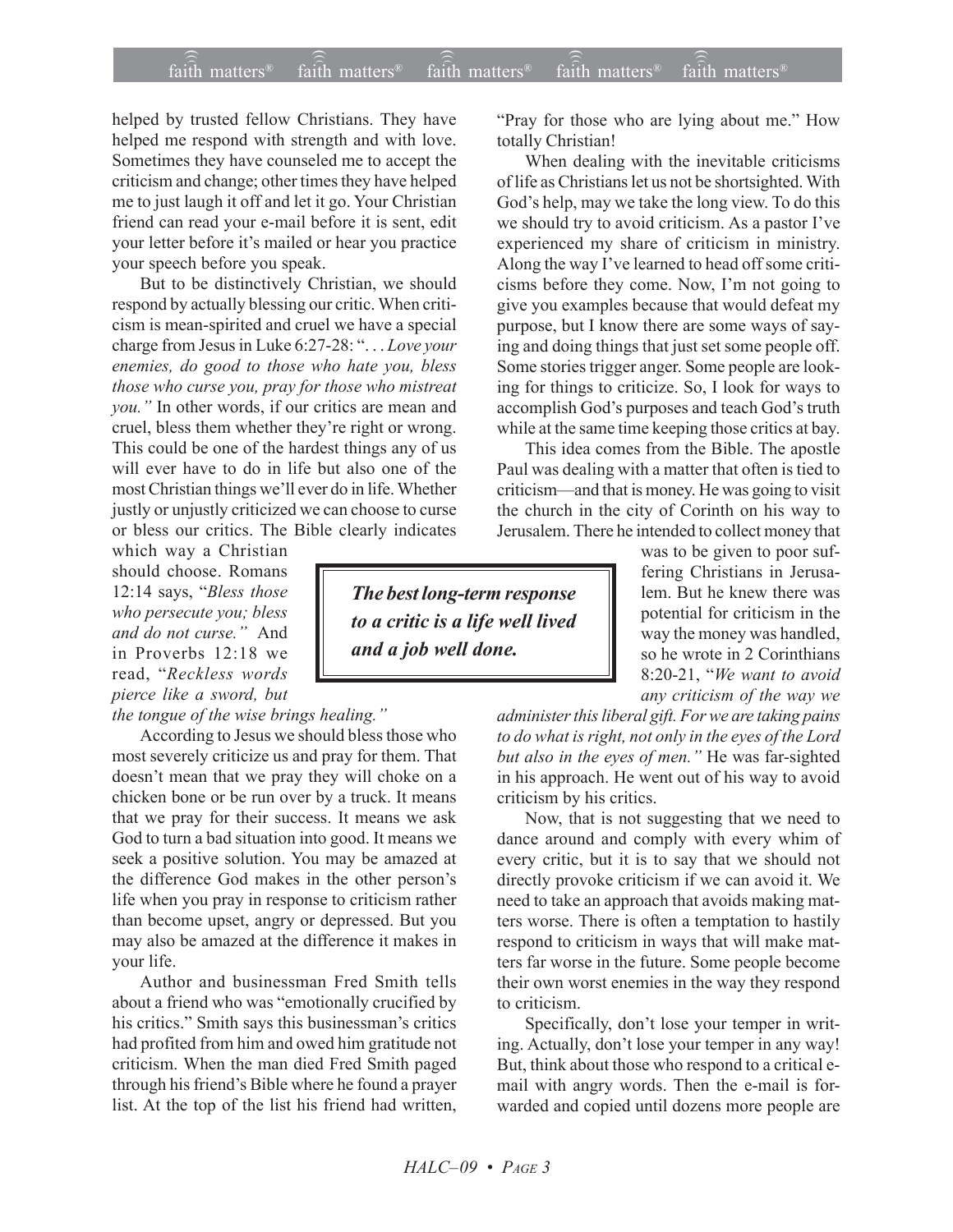helped by trusted fellow Christians. They have helped me respond with strength and with love. Sometimes they have counseled me to accept the criticism and change; other times they have helped me to just laugh it off and let it go. Your Christian friend can read your e-mail before it is sent, edit your letter before it's mailed or hear you practice your speech before you speak.

But to be distinctively Christian, we should respond by actually blessing our critic. When criticism is mean-spirited and cruel we have a special charge from Jesus in Luke 6:27-28: ". . . *Love your enemies, do good to those who hate you, bless those who curse you, pray for those who mistreat you."* In other words, if our critics are mean and cruel, bless them whether they're right or wrong. This could be one of the hardest things any of us will ever have to do in life but also one of the most Christian things we'll ever do in life. Whether justly or unjustly criticized we can choose to curse or bless our critics. The Bible clearly indicates which way a Christian should choose. Romans 12:14 says, "*Bless those who persecute you; bless and do not curse."* And in Proverbs 12:18 we read, "*Reckless words pierce like a sword, but the tongue of the wise brings healing."*

According to Jesus we should bless those who most severely criticize us and pray for them. That doesn't mean that we pray they will choke on a chicken bone or be run over by a truck. It means that we pray for their success. It means we ask God to turn a bad situation into good. It means we seek a positive solution. You may be amazed at the difference God makes in the other person's life when you pray in response to criticism rather than become upset, angry or depressed. But you may also be amazed at the difference it makes in your life.

Author and businessman Fred Smith tells about a friend who was "emotionally crucified by his critics." Smith says this businessman's critics had profited from him and owed him gratitude not criticism. When the man died Fred Smith paged through his friend's Bible where he found a prayer list. At the top of the list his friend had written, "Pray for those who are lying about me." How totally Christian!

When dealing with the inevitable criticisms of life as Christians let us not be shortsighted. With God's help, may we take the long view. To do this we should try to avoid criticism. As a pastor I've experienced my share of criticism in ministry. Along the way I've learned to head off some criticisms before they come. Now, I'm not going to give you examples because that would defeat my purpose, but I know there are some ways of saying and doing things that just set some people off. Some stories trigger anger. Some people are looking for things to criticize. So, I look for ways to accomplish God's purposes and teach God's truth while at the same time keeping those critics at bay.

This idea comes from the Bible. The apostle Paul was dealing with a matter that often is tied to criticism—and that is money. He was going to visit the church in the city of Corinth on his way to Jerusalem. There he intended to collect money that was to be given to poor suffering Christians in Jerusalem. But he knew there was potential for criticism in the way the money was handled, so he wrote in 2 Corinthians 8:20-21, "*We want to avoid any criticism of the way we administer this liberal gift. For we are taking pains to do what is right, not only in the eyes of the Lord but also in the eyes of men."* He was far-sighted in his approach. He went out of his way to avoid criticism by his critics.

> ***The best long-term response to a critic is a life well lived and a job well done.***

Now, that is not suggesting that we need to dance around and comply with every whim of every critic, but it is to say that we should not directly provoke criticism if we can avoid it. We need to take an approach that avoids making matters worse. There is often a temptation to hastily respond to criticism in ways that will make matters far worse in the future. Some people become their own worst enemies in the way they respond to criticism.

Specifically, don't lose your temper in writing. Actually, don't lose your temper in any way! But, think about those who respond to a critical e-mail with angry words. Then the e-mail is forwarded and copied until dozens more people are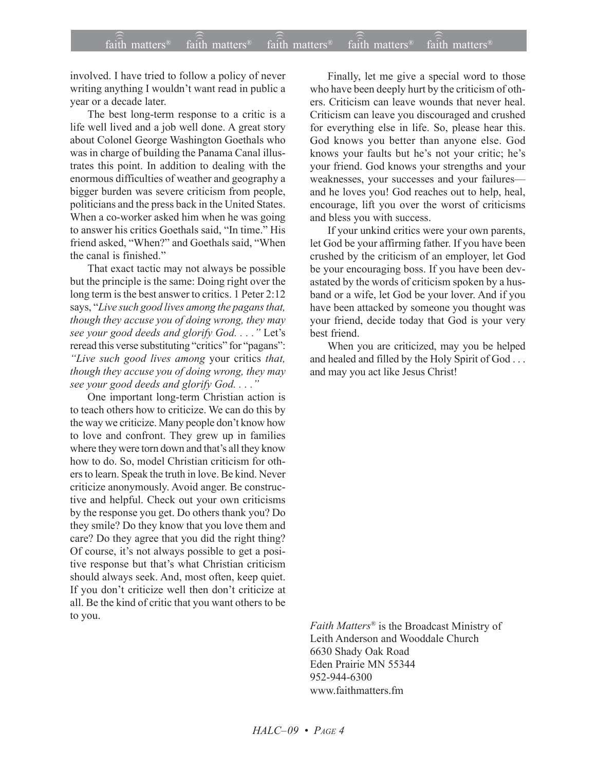involved. I have tried to follow a policy of never writing anything I wouldn't want read in public a year or a decade later.

The best long-term response to a critic is a life well lived and a job well done. A great story about Colonel George Washington Goethals who was in charge of building the Panama Canal illustrates this point. In addition to dealing with the enormous difficulties of weather and geography a bigger burden was severe criticism from people, politicians and the press back in the United States. When a co-worker asked him when he was going to answer his critics Goethals said, "In time." His friend asked, "When?" and Goethals said, "When the canal is finished."

That exact tactic may not always be possible but the principle is the same: Doing right over the long term is the best answer to critics. 1 Peter 2:12 says, "*Live such good lives among the pagans that, though they accuse you of doing wrong, they may see your good deeds and glorify God. . . ."* Let's reread this verse substituting "critics" for "pagans": *"Live such good lives among* your critics *that, though they accuse you of doing wrong, they may see your good deeds and glorify God. . . ."*

One important long-term Christian action is to teach others how to criticize. We can do this by the way we criticize. Many people don't know how to love and confront. They grew up in families where they were torn down and that's all they know how to do. So, model Christian criticism for others to learn. Speak the truth in love. Be kind. Never criticize anonymously. Avoid anger. Be constructive and helpful. Check out your own criticisms by the response you get. Do others thank you? Do they smile? Do they know that you love them and care? Do they agree that you did the right thing? Of course, it's not always possible to get a positive response but that's what Christian criticism should always seek. And, most often, keep quiet. If you don't criticize well then don't criticize at all. Be the kind of critic that you want others to be to you.

Finally, let me give a special word to those who have been deeply hurt by the criticism of others. Criticism can leave wounds that never heal. Criticism can leave you discouraged and crushed for everything else in life. So, please hear this. God knows you better than anyone else. God knows your faults but he's not your critic; he's your friend. God knows your strengths and your weaknesses, your successes and your failures—and he loves you! God reaches out to help, heal, encourage, lift you over the worst of criticisms and bless you with success.

If your unkind critics were your own parents, let God be your affirming father. If you have been crushed by the criticism of an employer, let God be your encouraging boss. If you have been devastated by the words of criticism spoken by a husband or a wife, let God be your lover. And if you have been attacked by someone you thought was your friend, decide today that God is your very best friend.

When you are criticized, may you be helped and healed and filled by the Holy Spirit of God . . . and may you act like Jesus Christ!

*Faith Matters*® is the Broadcast Ministry of
Leith Anderson and Wooddale Church
6630 Shady Oak Road
Eden Prairie MN 55344
952-944-6300
www.faithmatters.fm